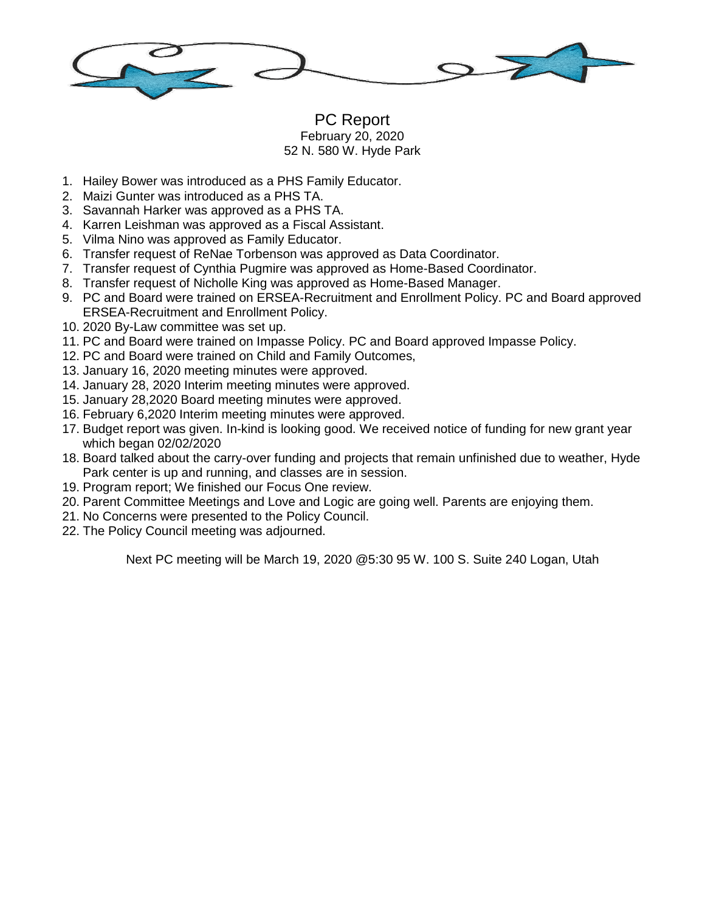# PC Report

February 20, 2020

52 N. 580 W. Hyde Park

1. Hailey Bower was introduced as a PHS Family Educator.
2. Maizi Gunter was introduced as a PHS TA.
3. Savannah Harker was approved as a PHS TA.
4. Karren Leishman was approved as a Fiscal Assistant.
5. Vilma Nino was approved as Family Educator.
6. Transfer request of ReNae Torbenson was approved as Data Coordinator.
7. Transfer request of Cynthia Pugmire was approved as Home-Based Coordinator.
8. Transfer request of Nicholle King was approved as Home-Based Manager.
9. PC and Board were trained on ERSEA-Recruitment and Enrollment Policy. PC and Board approved ERSEA-Recruitment and Enrollment Policy.
10. 2020 By-Law committee was set up.
11. PC and Board were trained on Impasse Policy. PC and Board approved Impasse Policy.
12. PC and Board were trained on Child and Family Outcomes,
13. January 16, 2020 meeting minutes were approved.
14. January 28, 2020 Interim meeting minutes were approved.
15. January 28,2020 Board meeting minutes were approved.
16. February 6,2020 Interim meeting minutes were approved.
17. Budget report was given. In-kind is looking good. We received notice of funding for new grant year which began 02/02/2020
18. Board talked about the carry-over funding and projects that remain unfinished due to weather, Hyde Park center is up and running, and classes are in session.
19. Program report; We finished our Focus One review.
20. Parent Committee Meetings and Love and Logic are going well. Parents are enjoying them.
21. No Concerns were presented to the Policy Council.
22. The Policy Council meeting was adjourned.

Next PC meeting will be March 19, 2020 @5:30 95 W. 100 S. Suite 240 Logan, Utah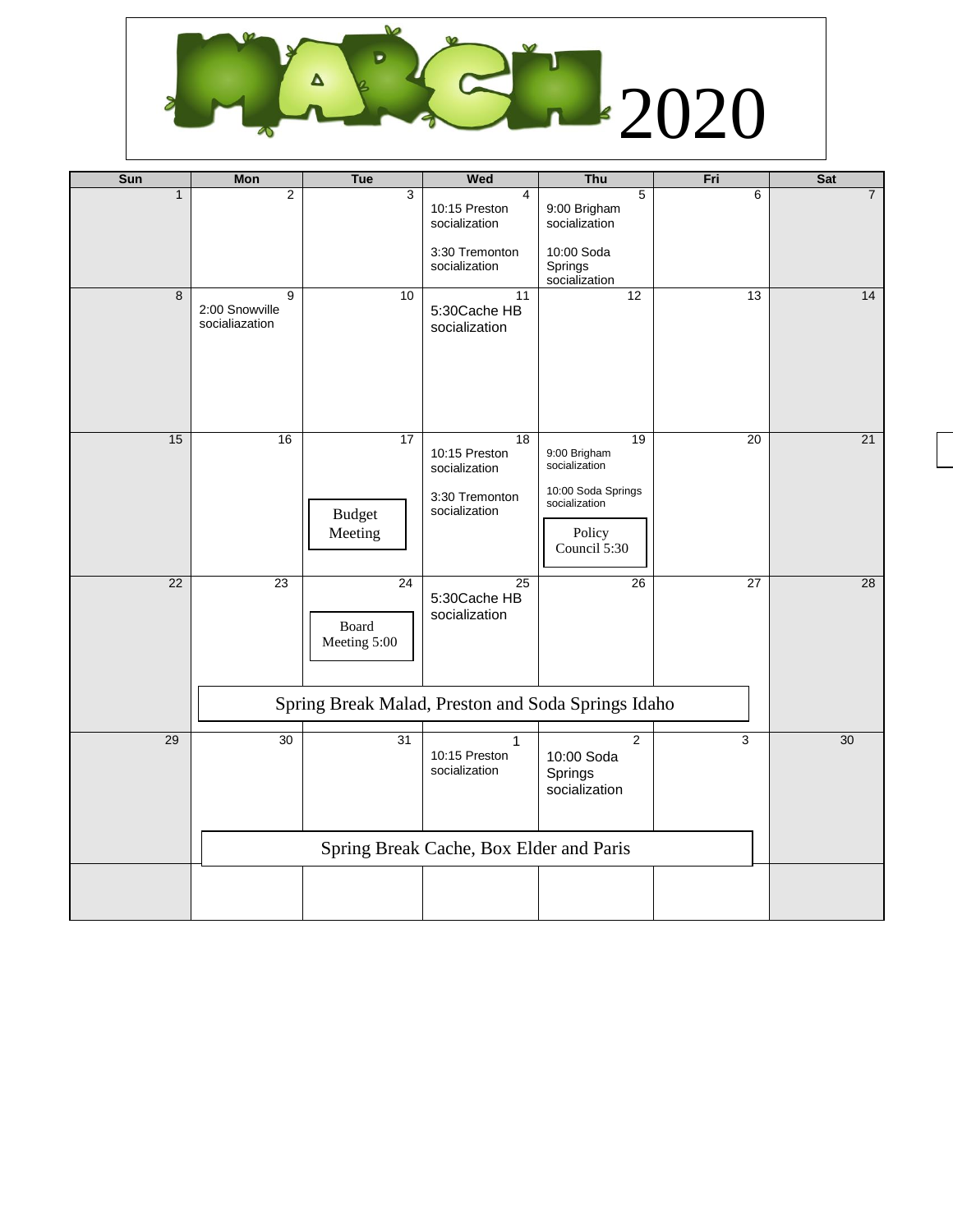# MARCH 2020

| Sun | Mon | Tue | Wed | Thu | Fri | Sat |
|---|---|---|---|---|---|---|
| 1 | 2 | 3 | 4<br>10:15 Preston socialization<br>3:30 Tremonton socialization | 5<br>9:00 Brigham socialization<br>10:00 Soda Springs socialization | 6 | 7 |
| 8 | 9<br>2:00 Snowville socialiazation | 10 | 11<br>5:30Cache HB socialization | 12 | 13 | 14 |
| 15 | 16 | 17<br>Budget Meeting | 18<br>10:15 Preston socialization<br>3:30 Tremonton socialization | 19<br>9:00 Brigham socialization<br>10:00 Soda Springs socialization<br>Policy Council 5:30 | 20 | 21 |
| 22 | 23<br>Spring Break Malad, Preston and Soda Springs Idaho | 24<br>Board Meeting 5:00 | 25<br>5:30Cache HB socialization | 26 | 27 | 28 |
| 29 | 30<br>Spring Break Cache, Box Elder and Paris | 31 | 1<br>10:15 Preston socialization | 2<br>10:00 Soda Springs socialization | 3 | 30 |
| | | | | | | |